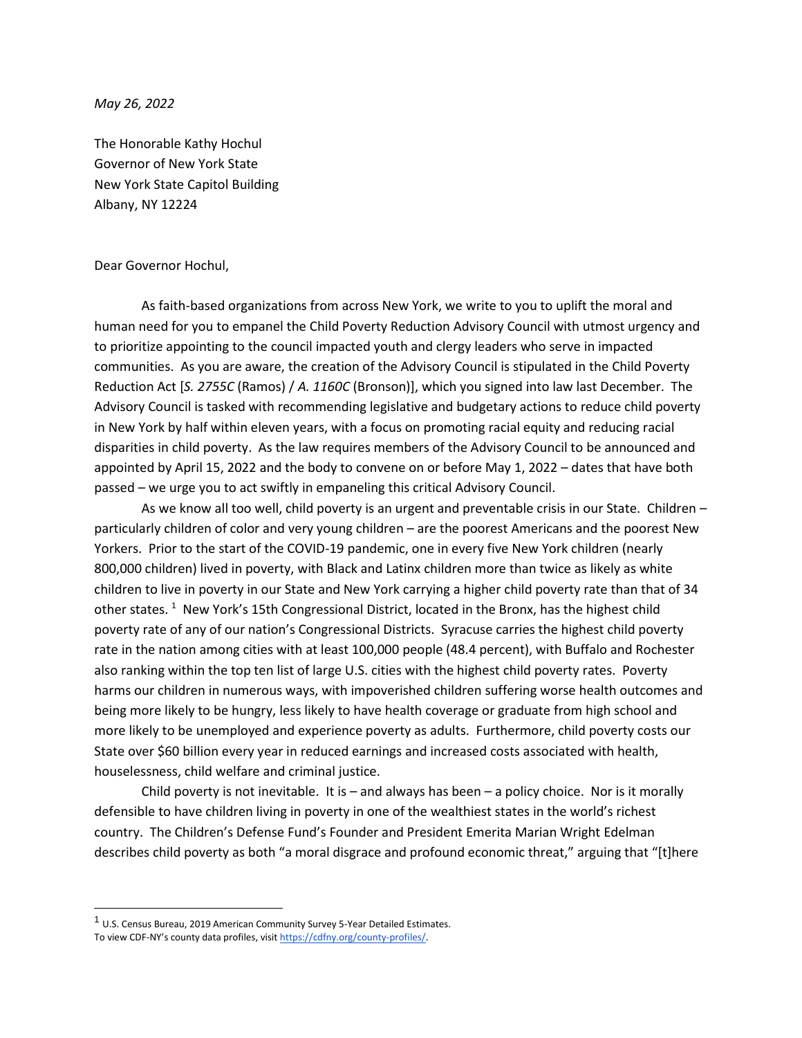*May 26, 2022*

The Honorable Kathy Hochul
Governor of New York State
New York State Capitol Building
Albany, NY 12224

Dear Governor Hochul,

As faith-based organizations from across New York, we write to you to uplift the moral and human need for you to empanel the Child Poverty Reduction Advisory Council with utmost urgency and to prioritize appointing to the council impacted youth and clergy leaders who serve in impacted communities. As you are aware, the creation of the Advisory Council is stipulated in the Child Poverty Reduction Act [*S. 2755C* (Ramos) / *A. 1160C* (Bronson)], which you signed into law last December. The Advisory Council is tasked with recommending legislative and budgetary actions to reduce child poverty in New York by half within eleven years, with a focus on promoting racial equity and reducing racial disparities in child poverty. As the law requires members of the Advisory Council to be announced and appointed by April 15, 2022 and the body to convene on or before May 1, 2022 – dates that have both passed – we urge you to act swiftly in empaneling this critical Advisory Council.

As we know all too well, child poverty is an urgent and preventable crisis in our State. Children – particularly children of color and very young children – are the poorest Americans and the poorest New Yorkers. Prior to the start of the COVID-19 pandemic, one in every five New York children (nearly 800,000 children) lived in poverty, with Black and Latinx children more than twice as likely as white children to live in poverty in our State and New York carrying a higher child poverty rate than that of 34 other states. [1] New York's 15th Congressional District, located in the Bronx, has the highest child poverty rate of any of our nation's Congressional Districts. Syracuse carries the highest child poverty rate in the nation among cities with at least 100,000 people (48.4 percent), with Buffalo and Rochester also ranking within the top ten list of large U.S. cities with the highest child poverty rates. Poverty harms our children in numerous ways, with impoverished children suffering worse health outcomes and being more likely to be hungry, less likely to have health coverage or graduate from high school and more likely to be unemployed and experience poverty as adults. Furthermore, child poverty costs our State over $60 billion every year in reduced earnings and increased costs associated with health, houselessness, child welfare and criminal justice.

Child poverty is not inevitable. It is – and always has been – a policy choice. Nor is it morally defensible to have children living in poverty in one of the wealthiest states in the world's richest country. The Children's Defense Fund's Founder and President Emerita Marian Wright Edelman describes child poverty as both "a moral disgrace and profound economic threat," arguing that "[t]here

---

[1] U.S. Census Bureau, 2019 American Community Survey 5-Year Detailed Estimates.
To view CDF-NY's county data profiles, visit https://cdfny.org/county-profiles/.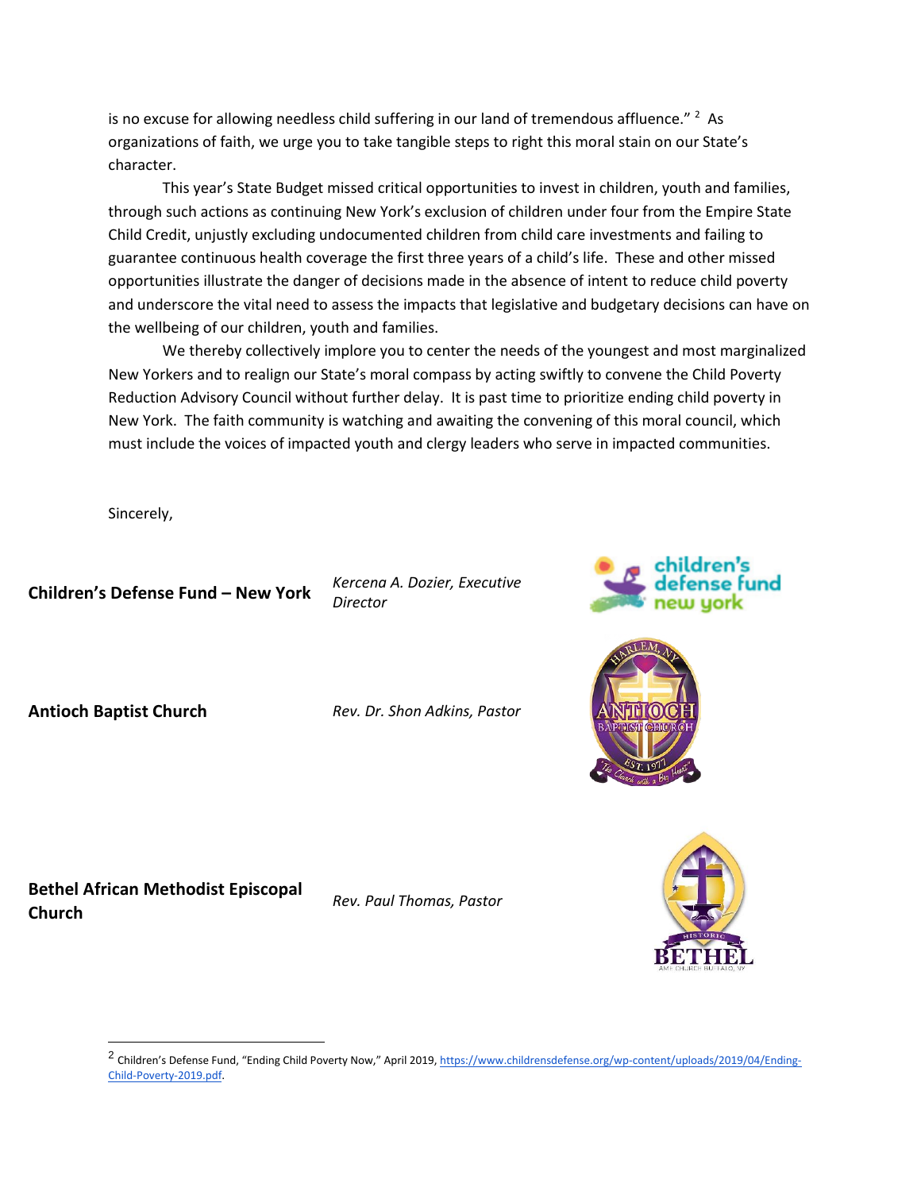is no excuse for allowing needless child suffering in our land of tremendous affluence." [2] As organizations of faith, we urge you to take tangible steps to right this moral stain on our State's character.

This year's State Budget missed critical opportunities to invest in children, youth and families, through such actions as continuing New York's exclusion of children under four from the Empire State Child Credit, unjustly excluding undocumented children from child care investments and failing to guarantee continuous health coverage the first three years of a child's life. These and other missed opportunities illustrate the danger of decisions made in the absence of intent to reduce child poverty and underscore the vital need to assess the impacts that legislative and budgetary decisions can have on the wellbeing of our children, youth and families.

We thereby collectively implore you to center the needs of the youngest and most marginalized New Yorkers and to realign our State's moral compass by acting swiftly to convene the Child Poverty Reduction Advisory Council without further delay. It is past time to prioritize ending child poverty in New York. The faith community is watching and awaiting the convening of this moral council, which must include the voices of impacted youth and clergy leaders who serve in impacted communities.

Sincerely,

**Children's Defense Fund – New York** — *Kercena A. Dozier, Executive Director*

**Antioch Baptist Church** — *Rev. Dr. Shon Adkins, Pastor*

**Bethel African Methodist Episcopal Church** — *Rev. Paul Thomas, Pastor*

---

[2] Children's Defense Fund, "Ending Child Poverty Now," April 2019, https://www.childrensdefense.org/wp-content/uploads/2019/04/Ending-Child-Poverty-2019.pdf.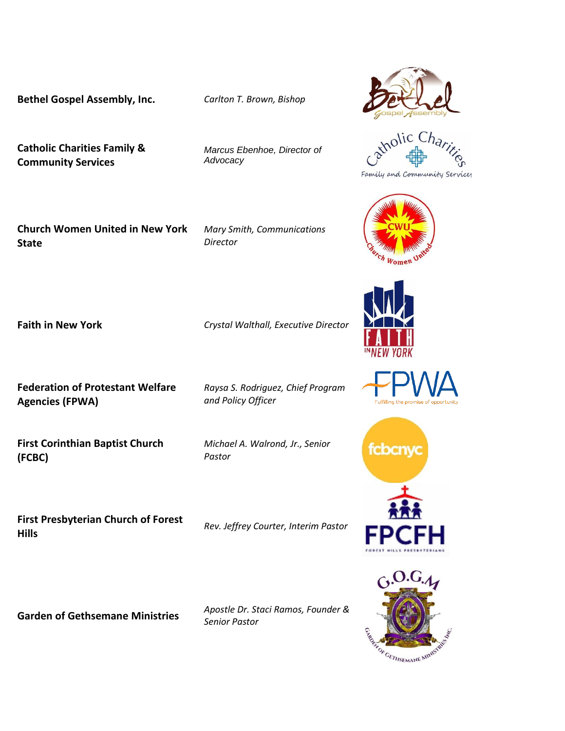| | |
|---|---|
| **Bethel Gospel Assembly, Inc.** | *Carlton T. Brown, Bishop* |
| **Catholic Charities Family & Community Services** | *Marcus Ebenhoe, Director of Advocacy* |
| **Church Women United in New York State** | *Mary Smith, Communications Director* |
| **Faith in New York** | *Crystal Walthall, Executive Director* |
| **Federation of Protestant Welfare Agencies (FPWA)** | *Raysa S. Rodriguez, Chief Program and Policy Officer* |
| **First Corinthian Baptist Church (FCBC)** | *Michael A. Walrond, Jr., Senior Pastor* |
| **First Presbyterian Church of Forest Hills** | *Rev. Jeffrey Courter, Interim Pastor* |
| **Garden of Gethsemane Ministries** | *Apostle Dr. Staci Ramos, Founder & Senior Pastor* |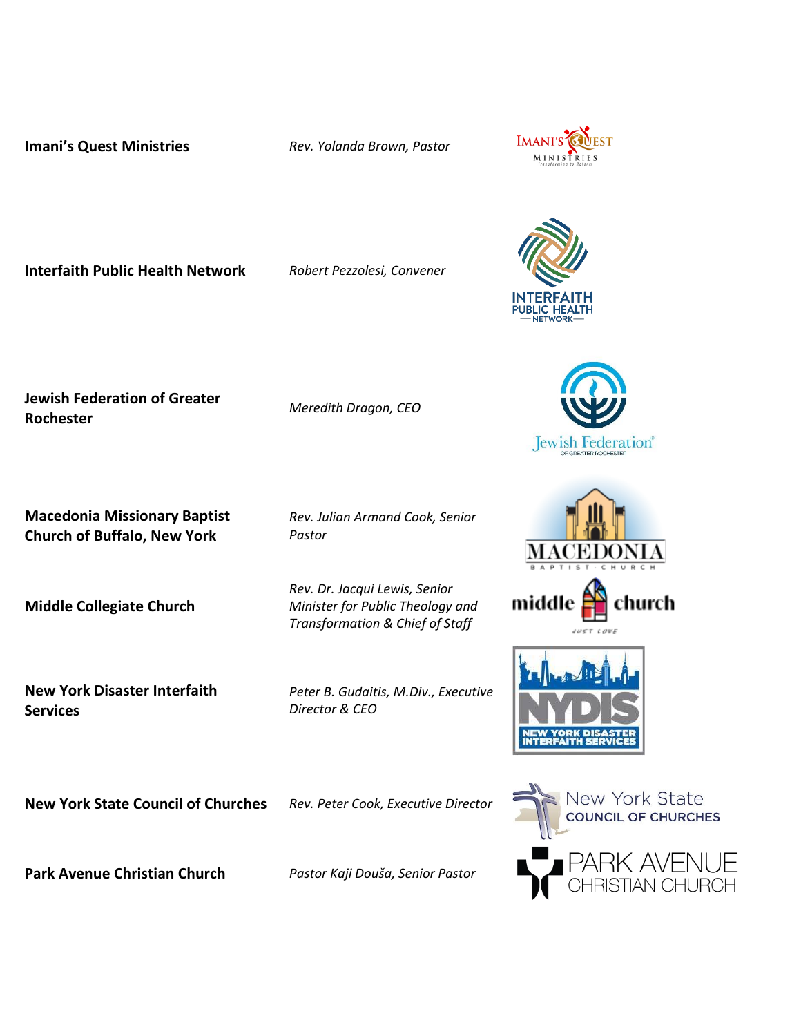| | | |
|---|---|---|
| **Imani's Quest Ministries** | *Rev. Yolanda Brown, Pastor* | |
| **Interfaith Public Health Network** | *Robert Pezzolesi, Convener* | |
| **Jewish Federation of Greater Rochester** | *Meredith Dragon, CEO* | |
| **Macedonia Missionary Baptist Church of Buffalo, New York** | *Rev. Julian Armand Cook, Senior Pastor* | |
| **Middle Collegiate Church** | *Rev. Dr. Jacqui Lewis, Senior Minister for Public Theology and Transformation & Chief of Staff* | |
| **New York Disaster Interfaith Services** | *Peter B. Gudaitis, M.Div., Executive Director & CEO* | |
| **New York State Council of Churches** | *Rev. Peter Cook, Executive Director* | |
| **Park Avenue Christian Church** | *Pastor Kaji Douša, Senior Pastor* | |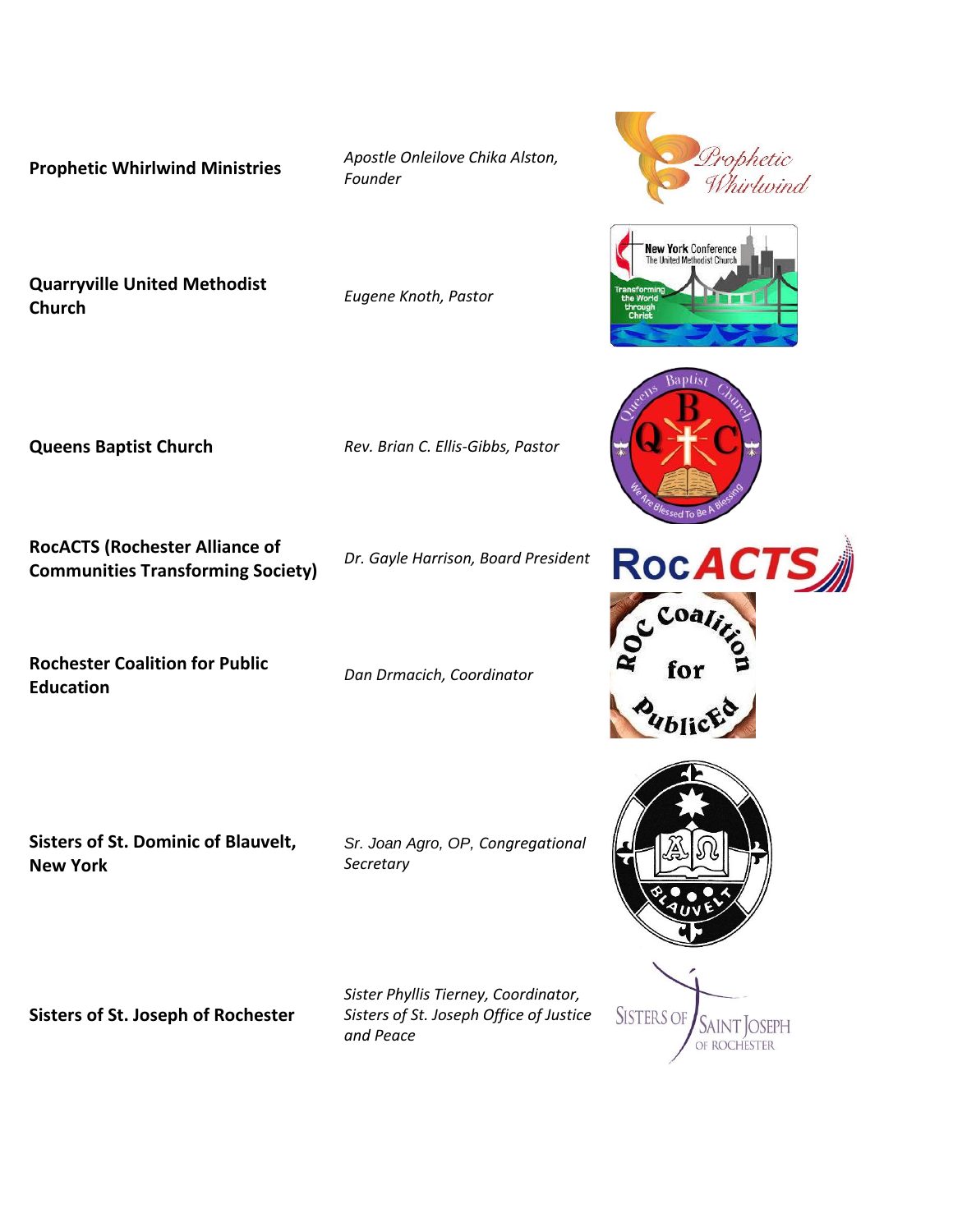**Prophetic Whirlwind Ministries**

*Apostle Onleilove Chika Alston, Founder*

**Quarryville United Methodist Church**

*Eugene Knoth, Pastor*

**Queens Baptist Church**

*Rev. Brian C. Ellis-Gibbs, Pastor*

**RocACTS (Rochester Alliance of Communities Transforming Society)**

*Dr. Gayle Harrison, Board President*

**Rochester Coalition for Public Education**

*Dan Drmacich, Coordinator*

**Sisters of St. Dominic of Blauvelt, New York**

*Sr. Joan Agro, OP, Congregational Secretary*

**Sisters of St. Joseph of Rochester**

*Sister Phyllis Tierney, Coordinator, Sisters of St. Joseph Office of Justice and Peace*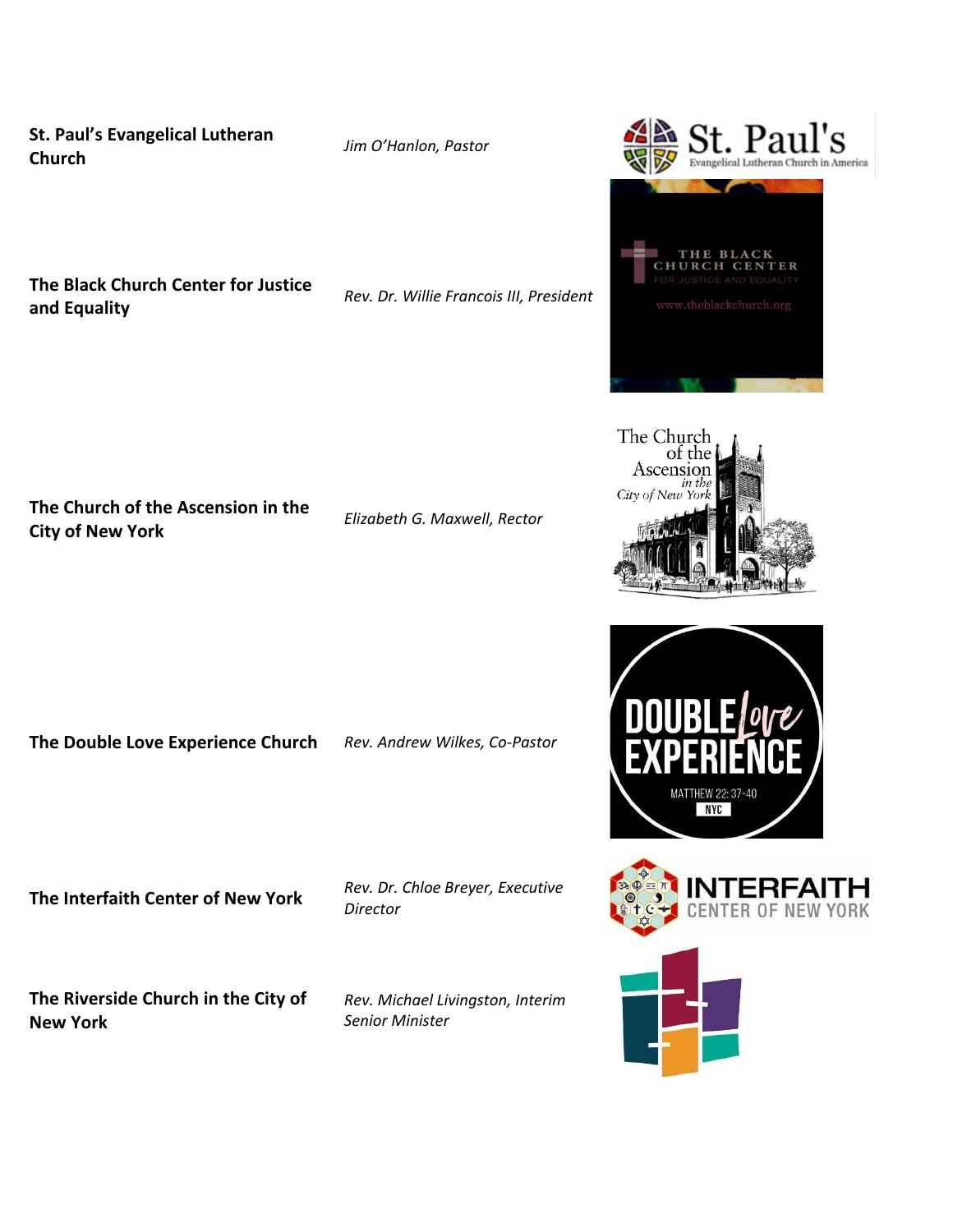**St. Paul's Evangelical Lutheran Church**

*Jim O'Hanlon, Pastor*

**The Black Church Center for Justice and Equality**

*Rev. Dr. Willie Francois III, President*

**The Church of the Ascension in the City of New York**

*Elizabeth G. Maxwell, Rector*

**The Double Love Experience Church**

*Rev. Andrew Wilkes, Co-Pastor*

**The Interfaith Center of New York**

*Rev. Dr. Chloe Breyer, Executive Director*

**The Riverside Church in the City of New York**

*Rev. Michael Livingston, Interim Senior Minister*